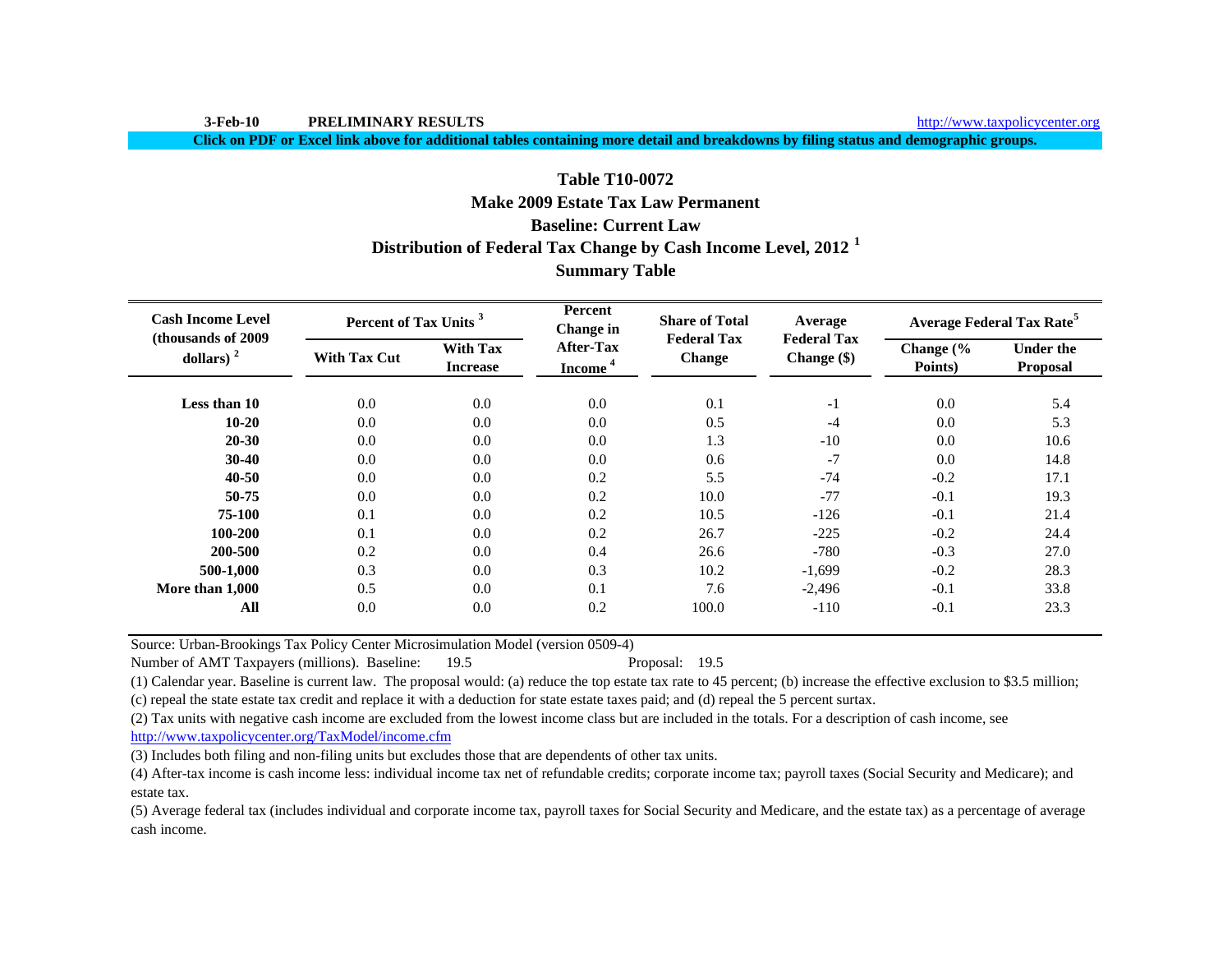3-Feb-10 **PRELIMINARY RESULTS** http://www.taxpolicycenter.org

**Click on PDF or Excel link above for additional tables containing more detail and breakdowns by filing status and demographic groups.**

## Table T10-0072

## Make 2009 Estate Tax Law Permanent

## Baseline: Current Law

## Distribution of Federal Tax Change by Cash Income Level, 2012 [1]

## Summary Table

| Cash Income Level (thousands of 2009 dollars) [2] | Percent of Tax Units [3] | | Percent Change in After-Tax Income [4] | Share of Total Federal Tax Change | Average Federal Tax Change ($) | Average Federal Tax Rate[5] | |
|---|---|---|---|---|---|---|---|
| | With Tax Cut | With Tax Increase | | | | Change (% Points) | Under the Proposal |
| Less than 10 | 0.0 | 0.0 | 0.0 | 0.1 | -1 | 0.0 | 5.4 |
| 10-20 | 0.0 | 0.0 | 0.0 | 0.5 | -4 | 0.0 | 5.3 |
| 20-30 | 0.0 | 0.0 | 0.0 | 1.3 | -10 | 0.0 | 10.6 |
| 30-40 | 0.0 | 0.0 | 0.0 | 0.6 | -7 | 0.0 | 14.8 |
| 40-50 | 0.0 | 0.0 | 0.2 | 5.5 | -74 | -0.2 | 17.1 |
| 50-75 | 0.0 | 0.0 | 0.2 | 10.0 | -77 | -0.1 | 19.3 |
| 75-100 | 0.1 | 0.0 | 0.2 | 10.5 | -126 | -0.1 | 21.4 |
| 100-200 | 0.1 | 0.0 | 0.2 | 26.7 | -225 | -0.2 | 24.4 |
| 200-500 | 0.2 | 0.0 | 0.4 | 26.6 | -780 | -0.3 | 27.0 |
| 500-1,000 | 0.3 | 0.0 | 0.3 | 10.2 | -1,699 | -0.2 | 28.3 |
| More than 1,000 | 0.5 | 0.0 | 0.1 | 7.6 | -2,496 | -0.1 | 33.8 |
| All | 0.0 | 0.0 | 0.2 | 100.0 | -110 | -0.1 | 23.3 |

Source: Urban-Brookings Tax Policy Center Microsimulation Model (version 0509-4)

Number of AMT Taxpayers (millions). Baseline: 19.5 Proposal: 19.5

(1) Calendar year. Baseline is current law. The proposal would: (a) reduce the top estate tax rate to 45 percent; (b) increase the effective exclusion to $3.5 million; (c) repeal the state estate tax credit and replace it with a deduction for state estate taxes paid; and (d) repeal the 5 percent surtax.

(2) Tax units with negative cash income are excluded from the lowest income class but are included in the totals. For a description of cash income, see http://www.taxpolicycenter.org/TaxModel/income.cfm

(3) Includes both filing and non-filing units but excludes those that are dependents of other tax units.

(4) After-tax income is cash income less: individual income tax net of refundable credits; corporate income tax; payroll taxes (Social Security and Medicare); and estate tax.

(5) Average federal tax (includes individual and corporate income tax, payroll taxes for Social Security and Medicare, and the estate tax) as a percentage of average cash income.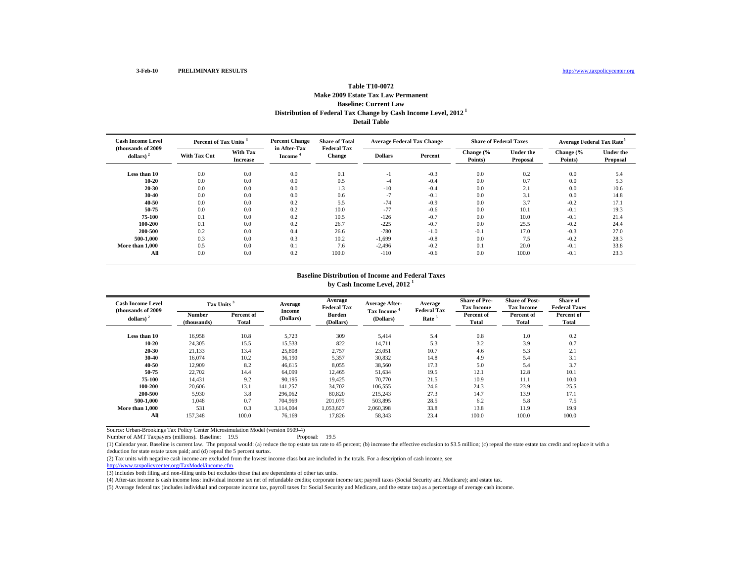3-Feb-10 PRELIMINARY RESULTS http://www.taxpolicycenter.org

## Table T10-0072
### Make 2009 Estate Tax Law Permanent
### Baseline: Current Law
### Distribution of Federal Tax Change by Cash Income Level, 2012 [1]
### Detail Table

| Cash Income Level (thousands of 2009 dollars) [2] | Percent of Tax Units [3] | | Percent Change in After-Tax Income [4] | Share of Total Federal Tax Change | Average Federal Tax Change | | Share of Federal Taxes | | Average Federal Tax Rate [5] | |
|---|---|---|---|---|---|---|---|---|---|---|
| | With Tax Cut | With Tax Increase | | | Dollars | Percent | Change (% Points) | Under the Proposal | Change (% Points) | Under the Proposal |
| Less than 10 | 0.0 | 0.0 | 0.0 | 0.1 | -1 | -0.3 | 0.0 | 0.2 | 0.0 | 5.4 |
| 10-20 | 0.0 | 0.0 | 0.0 | 0.5 | -4 | -0.4 | 0.0 | 0.7 | 0.0 | 5.3 |
| 20-30 | 0.0 | 0.0 | 0.0 | 1.3 | -10 | -0.4 | 0.0 | 2.1 | 0.0 | 10.6 |
| 30-40 | 0.0 | 0.0 | 0.0 | 0.6 | -7 | -0.1 | 0.0 | 3.1 | 0.0 | 14.8 |
| 40-50 | 0.0 | 0.0 | 0.2 | 5.5 | -74 | -0.9 | 0.0 | 3.7 | -0.2 | 17.1 |
| 50-75 | 0.0 | 0.0 | 0.2 | 10.0 | -77 | -0.6 | 0.0 | 10.1 | -0.1 | 19.3 |
| 75-100 | 0.1 | 0.0 | 0.2 | 10.5 | -126 | -0.7 | 0.0 | 10.0 | -0.1 | 21.4 |
| 100-200 | 0.1 | 0.0 | 0.2 | 26.7 | -225 | -0.7 | 0.0 | 25.5 | -0.2 | 24.4 |
| 200-500 | 0.2 | 0.0 | 0.4 | 26.6 | -780 | -1.0 | -0.1 | 17.0 | -0.3 | 27.0 |
| 500-1,000 | 0.3 | 0.0 | 0.3 | 10.2 | -1,699 | -0.8 | 0.0 | 7.5 | -0.2 | 28.3 |
| More than 1,000 | 0.5 | 0.0 | 0.1 | 7.6 | -2,496 | -0.2 | 0.1 | 20.0 | -0.1 | 33.8 |
| All | 0.0 | 0.0 | 0.2 | 100.0 | -110 | -0.6 | 0.0 | 100.0 | -0.1 | 23.3 |

### Baseline Distribution of Income and Federal Taxes by Cash Income Level, 2012 [1]

| Cash Income Level (thousands of 2009 dollars) [2] | Tax Units [3] | | Average Income (Dollars) | Average Federal Tax Burden (Dollars) | Average After-Tax Income [4] (Dollars) | Average Federal Tax Rate [5] | Share of Pre-Tax Income | Share of Post-Tax Income | Share of Federal Taxes |
|---|---|---|---|---|---|---|---|---|---|
| | Number (thousands) | Percent of Total | | | | | Percent of Total | Percent of Total | Percent of Total |
| Less than 10 | 16,958 | 10.8 | 5,723 | 309 | 5,414 | 5.4 | 0.8 | 1.0 | 0.2 |
| 10-20 | 24,305 | 15.5 | 15,533 | 822 | 14,711 | 5.3 | 3.2 | 3.9 | 0.7 |
| 20-30 | 21,133 | 13.4 | 25,808 | 2,757 | 23,051 | 10.7 | 4.6 | 5.3 | 2.1 |
| 30-40 | 16,074 | 10.2 | 36,190 | 5,357 | 30,832 | 14.8 | 4.9 | 5.4 | 3.1 |
| 40-50 | 12,909 | 8.2 | 46,615 | 8,055 | 38,560 | 17.3 | 5.0 | 5.4 | 3.7 |
| 50-75 | 22,702 | 14.4 | 64,099 | 12,465 | 51,634 | 19.5 | 12.1 | 12.8 | 10.1 |
| 75-100 | 14,431 | 9.2 | 90,195 | 19,425 | 70,770 | 21.5 | 10.9 | 11.1 | 10.0 |
| 100-200 | 20,606 | 13.1 | 141,257 | 34,702 | 106,555 | 24.6 | 24.3 | 23.9 | 25.5 |
| 200-500 | 5,930 | 3.8 | 296,062 | 80,820 | 215,243 | 27.3 | 14.7 | 13.9 | 17.1 |
| 500-1,000 | 1,048 | 0.7 | 704,969 | 201,075 | 503,895 | 28.5 | 6.2 | 5.8 | 7.5 |
| More than 1,000 | 531 | 0.3 | 3,114,004 | 1,053,607 | 2,060,398 | 33.8 | 13.8 | 11.9 | 19.9 |
| All | 157,348 | 100.0 | 76,169 | 17,826 | 58,343 | 23.4 | 100.0 | 100.0 | 100.0 |

Source: Urban-Brookings Tax Policy Center Microsimulation Model (version 0509-4)

Number of AMT Taxpayers (millions). Baseline: 19.5 Proposal: 19.5

(1) Calendar year. Baseline is current law. The proposal would: (a) reduce the top estate tax rate to 45 percent; (b) increase the effective exclusion to $3.5 million; (c) repeal the state estate tax credit and replace it with a deduction for state estate taxes paid; and (d) repeal the 5 percent surtax.

(2) Tax units with negative cash income are excluded from the lowest income class but are included in the totals. For a description of cash income, see http://www.taxpolicycenter.org/TaxModel/income.cfm

(3) Includes both filing and non-filing units but excludes those that are dependents of other tax units.

(4) After-tax income is cash income less: individual income tax net of refundable credits; corporate income tax; payroll taxes (Social Security and Medicare); and estate tax.

(5) Average federal tax (includes individual and corporate income tax, payroll taxes for Social Security and Medicare, and the estate tax) as a percentage of average cash income.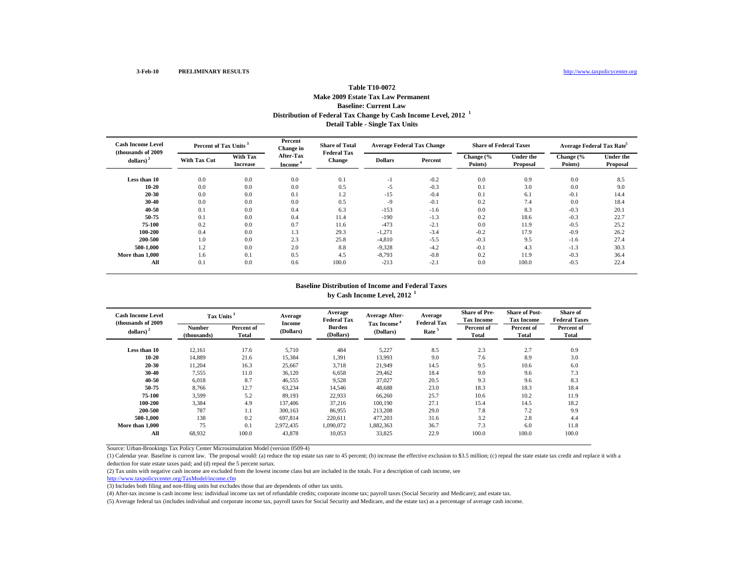3-Feb-10 **PRELIMINARY RESULTS** http://www.taxpolicycenter.org

## Table T10-0072
## Make 2009 Estate Tax Law Permanent
### Baseline: Current Law
### Distribution of Federal Tax Change by Cash Income Level, 2012 [1]
### Detail Table - Single Tax Units

| Cash Income Level (thousands of 2009 dollars) [2] | Percent of Tax Units [3] | | Percent Change in After-Tax Income [4] | Share of Total Federal Tax Change | Average Federal Tax Change | | Share of Federal Taxes | | Average Federal Tax Rate[5] | |
|---|---|---|---|---|---|---|---|---|---|---|
| | With Tax Cut | With Tax Increase | | | Dollars | Percent | Change (% Points) | Under the Proposal | Change (% Points) | Under the Proposal |
| Less than 10 | 0.0 | 0.0 | 0.0 | 0.1 | -1 | -0.2 | 0.0 | 0.9 | 0.0 | 8.5 |
| 10-20 | 0.0 | 0.0 | 0.0 | 0.5 | -5 | -0.3 | 0.1 | 3.0 | 0.0 | 9.0 |
| 20-30 | 0.0 | 0.0 | 0.1 | 1.2 | -15 | -0.4 | 0.1 | 6.1 | -0.1 | 14.4 |
| 30-40 | 0.0 | 0.0 | 0.0 | 0.5 | -9 | -0.1 | 0.2 | 7.4 | 0.0 | 18.4 |
| 40-50 | 0.1 | 0.0 | 0.4 | 6.3 | -153 | -1.6 | 0.0 | 8.3 | -0.3 | 20.1 |
| 50-75 | 0.1 | 0.0 | 0.4 | 11.4 | -190 | -1.3 | 0.2 | 18.6 | -0.3 | 22.7 |
| 75-100 | 0.2 | 0.0 | 0.7 | 11.6 | -473 | -2.1 | 0.0 | 11.9 | -0.5 | 25.2 |
| 100-200 | 0.4 | 0.0 | 1.3 | 29.3 | -1,271 | -3.4 | -0.2 | 17.9 | -0.9 | 26.2 |
| 200-500 | 1.0 | 0.0 | 2.3 | 25.8 | -4,810 | -5.5 | -0.3 | 9.5 | -1.6 | 27.4 |
| 500-1,000 | 1.2 | 0.0 | 2.0 | 8.8 | -9,328 | -4.2 | -0.1 | 4.3 | -1.3 | 30.3 |
| More than 1,000 | 1.6 | 0.1 | 0.5 | 4.5 | -8,793 | -0.8 | 0.2 | 11.9 | -0.3 | 36.4 |
| All | 0.1 | 0.0 | 0.6 | 100.0 | -213 | -2.1 | 0.0 | 100.0 | -0.5 | 22.4 |

### Baseline Distribution of Income and Federal Taxes by Cash Income Level, 2012 [1]

| Cash Income Level (thousands of 2009 dollars) [2] | Tax Units [3] | | Average Income (Dollars) | Average Federal Tax Burden (Dollars) | Average After-Tax Income [4] (Dollars) | Average Federal Tax Rate [5] | Share of Pre-Tax Income | Share of Post-Tax Income | Share of Federal Taxes |
|---|---|---|---|---|---|---|---|---|---|
| | Number (thousands) | Percent of Total | | | | | Percent of Total | Percent of Total | Percent of Total |
| Less than 10 | 12,161 | 17.6 | 5,710 | 484 | 5,227 | 8.5 | 2.3 | 2.7 | 0.9 |
| 10-20 | 14,889 | 21.6 | 15,384 | 1,391 | 13,993 | 9.0 | 7.6 | 8.9 | 3.0 |
| 20-30 | 11,204 | 16.3 | 25,667 | 3,718 | 21,949 | 14.5 | 9.5 | 10.6 | 6.0 |
| 30-40 | 7,555 | 11.0 | 36,120 | 6,658 | 29,462 | 18.4 | 9.0 | 9.6 | 7.3 |
| 40-50 | 6,018 | 8.7 | 46,555 | 9,528 | 37,027 | 20.5 | 9.3 | 9.6 | 8.3 |
| 50-75 | 8,766 | 12.7 | 63,234 | 14,546 | 48,688 | 23.0 | 18.3 | 18.3 | 18.4 |
| 75-100 | 3,599 | 5.2 | 89,193 | 22,933 | 66,260 | 25.7 | 10.6 | 10.2 | 11.9 |
| 100-200 | 3,384 | 4.9 | 137,406 | 37,216 | 100,190 | 27.1 | 15.4 | 14.5 | 18.2 |
| 200-500 | 787 | 1.1 | 300,163 | 86,955 | 213,208 | 29.0 | 7.8 | 7.2 | 9.9 |
| 500-1,000 | 138 | 0.2 | 697,814 | 220,611 | 477,203 | 31.6 | 3.2 | 2.8 | 4.4 |
| More than 1,000 | 75 | 0.1 | 2,972,435 | 1,090,072 | 1,882,363 | 36.7 | 7.3 | 6.0 | 11.8 |
| All | 68,932 | 100.0 | 43,878 | 10,053 | 33,825 | 22.9 | 100.0 | 100.0 | 100.0 |

Source: Urban-Brookings Tax Policy Center Microsimulation Model (version 0509-4)

(1) Calendar year. Baseline is current law. The proposal would: (a) reduce the top estate tax rate to 45 percent; (b) increase the effective exclusion to $3.5 million; (c) repeal the state estate tax credit and replace it with a deduction for state estate taxes paid; and (d) repeal the 5 percent surtax.

(2) Tax units with negative cash income are excluded from the lowest income class but are included in the totals. For a description of cash income, see http://www.taxpolicycenter.org/TaxModel/income.cfm

(3) Includes both filing and non-filing units but excludes those that are dependents of other tax units.

(4) After-tax income is cash income less: individual income tax net of refundable credits; corporate income tax; payroll taxes (Social Security and Medicare); and estate tax.

(5) Average federal tax (includes individual and corporate income tax, payroll taxes for Social Security and Medicare, and the estate tax) as a percentage of average cash income.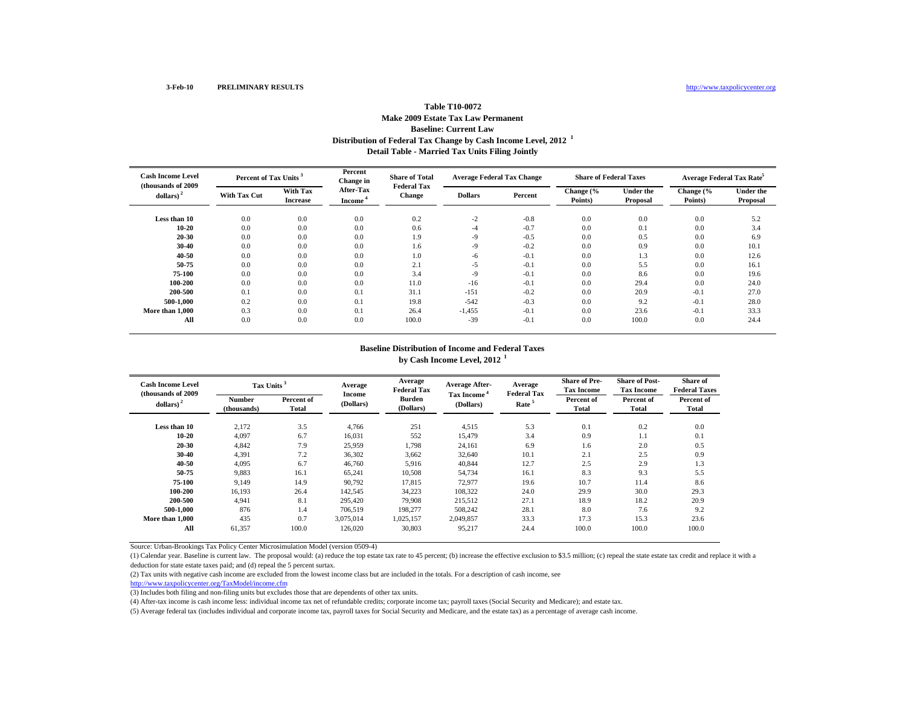3-Feb-10 PRELIMINARY RESULTS http://www.taxpolicycenter.org

# Table T10-0072
## Make 2009 Estate Tax Law Permanent
## Baseline: Current Law
## Distribution of Federal Tax Change by Cash Income Level, 2012 [1]
## Detail Table - Married Tax Units Filing Jointly

| Cash Income Level (thousands of 2009 dollars) [2] | Percent of Tax Units [3] | | Percent Change in After-Tax Income [4] | Share of Total Federal Tax Change | Average Federal Tax Change | | Share of Federal Taxes | | Average Federal Tax Rate [5] | |
|---|---|---|---|---|---|---|---|---|---|---|
| | With Tax Cut | With Tax Increase | | | Dollars | Percent | Change (% Points) | Under the Proposal | Change (% Points) | Under the Proposal |
| Less than 10 | 0.0 | 0.0 | 0.0 | 0.2 | -2 | -0.8 | 0.0 | 0.0 | 0.0 | 5.2 |
| 10-20 | 0.0 | 0.0 | 0.0 | 0.6 | -4 | -0.7 | 0.0 | 0.1 | 0.0 | 3.4 |
| 20-30 | 0.0 | 0.0 | 0.0 | 1.9 | -9 | -0.5 | 0.0 | 0.5 | 0.0 | 6.9 |
| 30-40 | 0.0 | 0.0 | 0.0 | 1.6 | -9 | -0.2 | 0.0 | 0.9 | 0.0 | 10.1 |
| 40-50 | 0.0 | 0.0 | 0.0 | 1.0 | -6 | -0.1 | 0.0 | 1.3 | 0.0 | 12.6 |
| 50-75 | 0.0 | 0.0 | 0.0 | 2.1 | -5 | -0.1 | 0.0 | 5.5 | 0.0 | 16.1 |
| 75-100 | 0.0 | 0.0 | 0.0 | 3.4 | -9 | -0.1 | 0.0 | 8.6 | 0.0 | 19.6 |
| 100-200 | 0.0 | 0.0 | 0.0 | 11.0 | -16 | -0.1 | 0.0 | 29.4 | 0.0 | 24.0 |
| 200-500 | 0.1 | 0.0 | 0.1 | 31.1 | -151 | -0.2 | 0.0 | 20.9 | -0.1 | 27.0 |
| 500-1,000 | 0.2 | 0.0 | 0.1 | 19.8 | -542 | -0.3 | 0.0 | 9.2 | -0.1 | 28.0 |
| More than 1,000 | 0.3 | 0.0 | 0.1 | 26.4 | -1,455 | -0.1 | 0.0 | 23.6 | -0.1 | 33.3 |
| All | 0.0 | 0.0 | 0.0 | 100.0 | -39 | -0.1 | 0.0 | 100.0 | 0.0 | 24.4 |

## Baseline Distribution of Income and Federal Taxes by Cash Income Level, 2012 [1]

| Cash Income Level (thousands of 2009 dollars) [2] | Tax Units [3] | | Average Income (Dollars) | Average Federal Tax Burden (Dollars) | Average After-Tax Income [4] (Dollars) | Average Federal Tax Rate [5] | Share of Pre-Tax Income | Share of Post-Tax Income | Share of Federal Taxes |
|---|---|---|---|---|---|---|---|---|---|
| | Number (thousands) | Percent of Total | | | | | Percent of Total | Percent of Total | Percent of Total |
| Less than 10 | 2,172 | 3.5 | 4,766 | 251 | 4,515 | 5.3 | 0.1 | 0.2 | 0.0 |
| 10-20 | 4,097 | 6.7 | 16,031 | 552 | 15,479 | 3.4 | 0.9 | 1.1 | 0.1 |
| 20-30 | 4,842 | 7.9 | 25,959 | 1,798 | 24,161 | 6.9 | 1.6 | 2.0 | 0.5 |
| 30-40 | 4,391 | 7.2 | 36,302 | 3,662 | 32,640 | 10.1 | 2.1 | 2.5 | 0.9 |
| 40-50 | 4,095 | 6.7 | 46,760 | 5,916 | 40,844 | 12.7 | 2.5 | 2.9 | 1.3 |
| 50-75 | 9,883 | 16.1 | 65,241 | 10,508 | 54,734 | 16.1 | 8.3 | 9.3 | 5.5 |
| 75-100 | 9,149 | 14.9 | 90,792 | 17,815 | 72,977 | 19.6 | 10.7 | 11.4 | 8.6 |
| 100-200 | 16,193 | 26.4 | 142,545 | 34,223 | 108,322 | 24.0 | 29.9 | 30.0 | 29.3 |
| 200-500 | 4,941 | 8.1 | 295,420 | 79,908 | 215,512 | 27.1 | 18.9 | 18.2 | 20.9 |
| 500-1,000 | 876 | 1.4 | 706,519 | 198,277 | 508,242 | 28.1 | 8.0 | 7.6 | 9.2 |
| More than 1,000 | 435 | 0.7 | 3,075,014 | 1,025,157 | 2,049,857 | 33.3 | 17.3 | 15.3 | 23.6 |
| All | 61,357 | 100.0 | 126,020 | 30,803 | 95,217 | 24.4 | 100.0 | 100.0 | 100.0 |

Source: Urban-Brookings Tax Policy Center Microsimulation Model (version 0509-4)

(1) Calendar year. Baseline is current law. The proposal would: (a) reduce the top estate tax rate to 45 percent; (b) increase the effective exclusion to $3.5 million; (c) repeal the state estate tax credit and replace it with a deduction for state estate taxes paid; and (d) repeal the 5 percent surtax.

(2) Tax units with negative cash income are excluded from the lowest income class but are included in the totals. For a description of cash income, see http://www.taxpolicycenter.org/TaxModel/income.cfm

(3) Includes both filing and non-filing units but excludes those that are dependents of other tax units.

(4) After-tax income is cash income less: individual income tax net of refundable credits; corporate income tax; payroll taxes (Social Security and Medicare); and estate tax.

(5) Average federal tax (includes individual and corporate income tax, payroll taxes for Social Security and Medicare, and the estate tax) as a percentage of average cash income.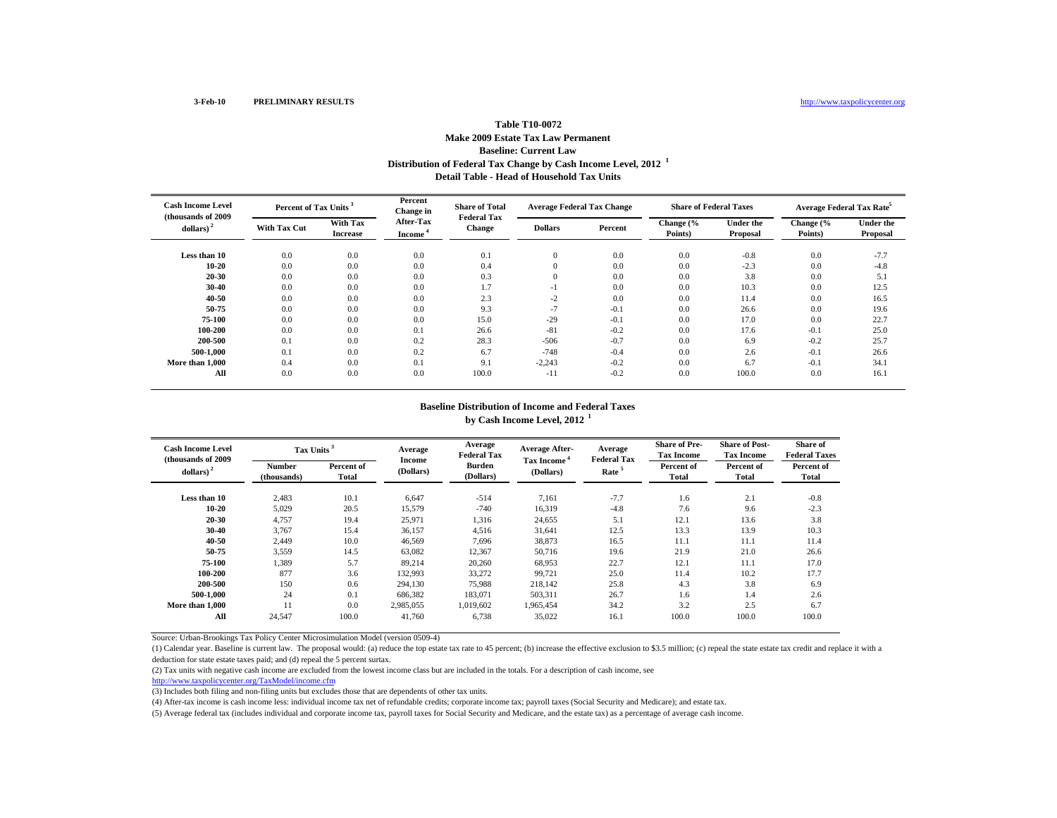3-Feb-10 **PRELIMINARY RESULTS** http://www.taxpolicycenter.org

## Table T10-0072
### Make 2009 Estate Tax Law Permanent
### Baseline: Current Law
### Distribution of Federal Tax Change by Cash Income Level, 2012 [1]
### Detail Table - Head of Household Tax Units

| Cash Income Level (thousands of 2009 dollars) [2] | Percent of Tax Units [3] | | Percent Change in After-Tax Income [4] | Share of Total Federal Tax Change | Average Federal Tax Change | | Share of Federal Taxes | | Average Federal Tax Rate [5] | |
|---|---|---|---|---|---|---|---|---|---|---|
| | With Tax Cut | With Tax Increase | | | Dollars | Percent | Change (% Points) | Under the Proposal | Change (% Points) | Under the Proposal |
| Less than 10 | 0.0 | 0.0 | 0.0 | 0.1 | 0 | 0.0 | 0.0 | -0.8 | 0.0 | -7.7 |
| 10-20 | 0.0 | 0.0 | 0.0 | 0.4 | 0 | 0.0 | 0.0 | -2.3 | 0.0 | -4.8 |
| 20-30 | 0.0 | 0.0 | 0.0 | 0.3 | 0 | 0.0 | 0.0 | 3.8 | 0.0 | 5.1 |
| 30-40 | 0.0 | 0.0 | 0.0 | 1.7 | -1 | 0.0 | 0.0 | 10.3 | 0.0 | 12.5 |
| 40-50 | 0.0 | 0.0 | 0.0 | 2.3 | -2 | 0.0 | 0.0 | 11.4 | 0.0 | 16.5 |
| 50-75 | 0.0 | 0.0 | 0.0 | 9.3 | -7 | -0.1 | 0.0 | 26.6 | 0.0 | 19.6 |
| 75-100 | 0.0 | 0.0 | 0.0 | 15.0 | -29 | -0.1 | 0.0 | 17.0 | 0.0 | 22.7 |
| 100-200 | 0.0 | 0.0 | 0.1 | 26.6 | -81 | -0.2 | 0.0 | 17.6 | -0.1 | 25.0 |
| 200-500 | 0.1 | 0.0 | 0.2 | 28.3 | -506 | -0.7 | 0.0 | 6.9 | -0.2 | 25.7 |
| 500-1,000 | 0.1 | 0.0 | 0.2 | 6.7 | -748 | -0.4 | 0.0 | 2.6 | -0.1 | 26.6 |
| More than 1,000 | 0.4 | 0.0 | 0.1 | 9.1 | -2,243 | -0.2 | 0.0 | 6.7 | -0.1 | 34.1 |
| All | 0.0 | 0.0 | 0.0 | 100.0 | -11 | -0.2 | 0.0 | 100.0 | 0.0 | 16.1 |

### Baseline Distribution of Income and Federal Taxes
### by Cash Income Level, 2012 [1]

| Cash Income Level (thousands of 2009 dollars) [2] | Tax Units [3] | | Average Income (Dollars) | Average Federal Tax Burden (Dollars) | Average After-Tax Income [4] (Dollars) | Average Federal Tax Rate [5] | Share of Pre-Tax Income | Share of Post-Tax Income | Share of Federal Taxes |
|---|---|---|---|---|---|---|---|---|---|
| | Number (thousands) | Percent of Total | | | | | Percent of Total | Percent of Total | Percent of Total |
| Less than 10 | 2,483 | 10.1 | 6,647 | -514 | 7,161 | -7.7 | 1.6 | 2.1 | -0.8 |
| 10-20 | 5,029 | 20.5 | 15,579 | -740 | 16,319 | -4.8 | 7.6 | 9.6 | -2.3 |
| 20-30 | 4,757 | 19.4 | 25,971 | 1,316 | 24,655 | 5.1 | 12.1 | 13.6 | 3.8 |
| 30-40 | 3,767 | 15.4 | 36,157 | 4,516 | 31,641 | 12.5 | 13.3 | 13.9 | 10.3 |
| 40-50 | 2,449 | 10.0 | 46,569 | 7,696 | 38,873 | 16.5 | 11.1 | 11.1 | 11.4 |
| 50-75 | 3,559 | 14.5 | 63,082 | 12,367 | 50,716 | 19.6 | 21.9 | 21.0 | 26.6 |
| 75-100 | 1,389 | 5.7 | 89,214 | 20,260 | 68,953 | 22.7 | 12.1 | 11.1 | 17.0 |
| 100-200 | 877 | 3.6 | 132,993 | 33,272 | 99,721 | 25.0 | 11.4 | 10.2 | 17.7 |
| 200-500 | 150 | 0.6 | 294,130 | 75,988 | 218,142 | 25.8 | 4.3 | 3.8 | 6.9 |
| 500-1,000 | 24 | 0.1 | 686,382 | 183,071 | 503,311 | 26.7 | 1.6 | 1.4 | 2.6 |
| More than 1,000 | 11 | 0.0 | 2,985,055 | 1,019,602 | 1,965,454 | 34.2 | 3.2 | 2.5 | 6.7 |
| All | 24,547 | 100.0 | 41,760 | 6,738 | 35,022 | 16.1 | 100.0 | 100.0 | 100.0 |

Source: Urban-Brookings Tax Policy Center Microsimulation Model (version 0509-4)

(1) Calendar year. Baseline is current law. The proposal would: (a) reduce the top estate tax rate to 45 percent; (b) increase the effective exclusion to $3.5 million; (c) repeal the state estate tax credit and replace it with a deduction for state estate taxes paid; and (d) repeal the 5 percent surtax.

(2) Tax units with negative cash income are excluded from the lowest income class but are included in the totals. For a description of cash income, see http://www.taxpolicycenter.org/TaxModel/income.cfm

(3) Includes both filing and non-filing units but excludes those that are dependents of other tax units.

(4) After-tax income is cash income less: individual income tax net of refundable credits; corporate income tax; payroll taxes (Social Security and Medicare); and estate tax.

(5) Average federal tax (includes individual and corporate income tax, payroll taxes for Social Security and Medicare, and the estate tax) as a percentage of average cash income.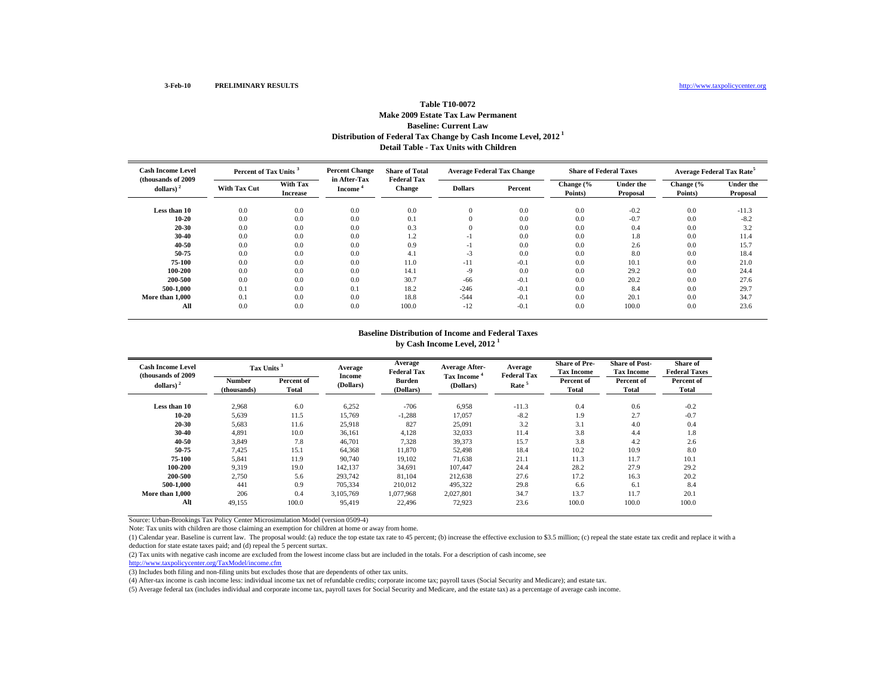3-Feb-10 **PRELIMINARY RESULTS** http://www.taxpolicycenter.org

## Table T10-0072
### Make 2009 Estate Tax Law Permanent
### Baseline: Current Law
### Distribution of Federal Tax Change by Cash Income Level, 2012 [1]
### Detail Table - Tax Units with Children

| Cash Income Level (thousands of 2009 dollars) [2] | Percent of Tax Units [3] | | Percent Change in After-Tax Income [4] | Share of Total Federal Tax Change | Average Federal Tax Change | | Share of Federal Taxes | | Average Federal Tax Rate [5] | |
|---|---|---|---|---|---|---|---|---|---|---|
| | With Tax Cut | With Tax Increase | | | Dollars | Percent | Change (% Points) | Under the Proposal | Change (% Points) | Under the Proposal |
| Less than 10 | 0.0 | 0.0 | 0.0 | 0.0 | 0 | 0.0 | 0.0 | -0.2 | 0.0 | -11.3 |
| 10-20 | 0.0 | 0.0 | 0.0 | 0.1 | 0 | 0.0 | 0.0 | -0.7 | 0.0 | -8.2 |
| 20-30 | 0.0 | 0.0 | 0.0 | 0.3 | 0 | 0.0 | 0.0 | 0.4 | 0.0 | 3.2 |
| 30-40 | 0.0 | 0.0 | 0.0 | 1.2 | -1 | 0.0 | 0.0 | 1.8 | 0.0 | 11.4 |
| 40-50 | 0.0 | 0.0 | 0.0 | 0.9 | -1 | 0.0 | 0.0 | 2.6 | 0.0 | 15.7 |
| 50-75 | 0.0 | 0.0 | 0.0 | 4.1 | -3 | 0.0 | 0.0 | 8.0 | 0.0 | 18.4 |
| 75-100 | 0.0 | 0.0 | 0.0 | 11.0 | -11 | -0.1 | 0.0 | 10.1 | 0.0 | 21.0 |
| 100-200 | 0.0 | 0.0 | 0.0 | 14.1 | -9 | 0.0 | 0.0 | 29.2 | 0.0 | 24.4 |
| 200-500 | 0.0 | 0.0 | 0.0 | 30.7 | -66 | -0.1 | 0.0 | 20.2 | 0.0 | 27.6 |
| 500-1,000 | 0.1 | 0.0 | 0.1 | 18.2 | -246 | -0.1 | 0.0 | 8.4 | 0.0 | 29.7 |
| More than 1,000 | 0.1 | 0.0 | 0.0 | 18.8 | -544 | -0.1 | 0.0 | 20.1 | 0.0 | 34.7 |
| All | 0.0 | 0.0 | 0.0 | 100.0 | -12 | -0.1 | 0.0 | 100.0 | 0.0 | 23.6 |

### Baseline Distribution of Income and Federal Taxes by Cash Income Level, 2012 [1]

| Cash Income Level (thousands of 2009 dollars) [2] | Tax Units [3] | | Average Income (Dollars) | Average Federal Tax Burden (Dollars) | Average After-Tax Income [4] (Dollars) | Average Federal Tax Rate [5] | Share of Pre-Tax Income | Share of Post-Tax Income | Share of Federal Taxes |
|---|---|---|---|---|---|---|---|---|---|
| | Number (thousands) | Percent of Total | | | | | Percent of Total | Percent of Total | Percent of Total |
| Less than 10 | 2,968 | 6.0 | 6,252 | -706 | 6,958 | -11.3 | 0.4 | 0.6 | -0.2 |
| 10-20 | 5,639 | 11.5 | 15,769 | -1,288 | 17,057 | -8.2 | 1.9 | 2.7 | -0.7 |
| 20-30 | 5,683 | 11.6 | 25,918 | 827 | 25,091 | 3.2 | 3.1 | 4.0 | 0.4 |
| 30-40 | 4,891 | 10.0 | 36,161 | 4,128 | 32,033 | 11.4 | 3.8 | 4.4 | 1.8 |
| 40-50 | 3,849 | 7.8 | 46,701 | 7,328 | 39,373 | 15.7 | 3.8 | 4.2 | 2.6 |
| 50-75 | 7,425 | 15.1 | 64,368 | 11,870 | 52,498 | 18.4 | 10.2 | 10.9 | 8.0 |
| 75-100 | 5,841 | 11.9 | 90,740 | 19,102 | 71,638 | 21.1 | 11.3 | 11.7 | 10.1 |
| 100-200 | 9,319 | 19.0 | 142,137 | 34,691 | 107,447 | 24.4 | 28.2 | 27.9 | 29.2 |
| 200-500 | 2,750 | 5.6 | 293,742 | 81,104 | 212,638 | 27.6 | 17.2 | 16.3 | 20.2 |
| 500-1,000 | 441 | 0.9 | 705,334 | 210,012 | 495,322 | 29.8 | 6.6 | 6.1 | 8.4 |
| More than 1,000 | 206 | 0.4 | 3,105,769 | 1,077,968 | 2,027,801 | 34.7 | 13.7 | 11.7 | 20.1 |
| All | 49,155 | 100.0 | 95,419 | 22,496 | 72,923 | 23.6 | 100.0 | 100.0 | 100.0 |

Source: Urban-Brookings Tax Policy Center Microsimulation Model (version 0509-4)

Note: Tax units with children are those claiming an exemption for children at home or away from home.

(1) Calendar year. Baseline is current law. The proposal would: (a) reduce the top estate tax rate to 45 percent; (b) increase the effective exclusion to $3.5 million; (c) repeal the state estate tax credit and replace it with a deduction for state estate taxes paid; and (d) repeal the 5 percent surtax.

(2) Tax units with negative cash income are excluded from the lowest income class but are included in the totals. For a description of cash income, see http://www.taxpolicycenter.org/TaxModel/income.cfm

(3) Includes both filing and non-filing units but excludes those that are dependents of other tax units.

(4) After-tax income is cash income less: individual income tax net of refundable credits; corporate income tax; payroll taxes (Social Security and Medicare); and estate tax.

(5) Average federal tax (includes individual and corporate income tax, payroll taxes for Social Security and Medicare, and the estate tax) as a percentage of average cash income.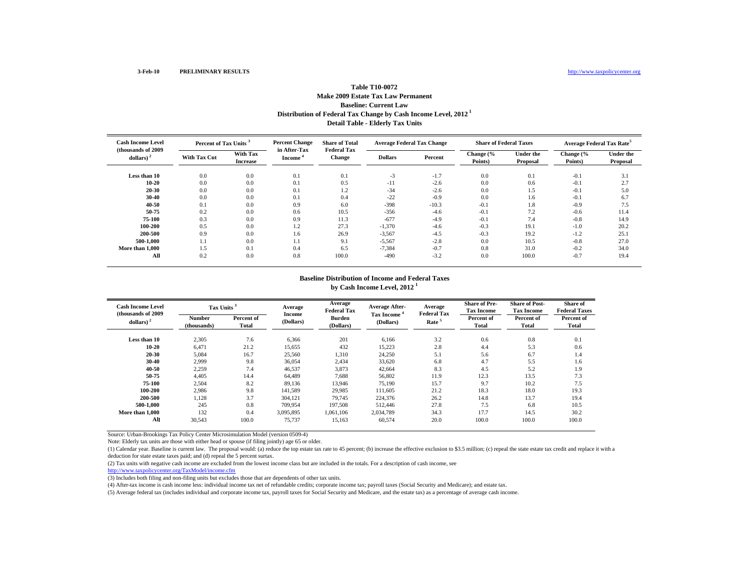3-Feb-10 PRELIMINARY RESULTS http://www.taxpolicycenter.org

# Table T10-0072
## Make 2009 Estate Tax Law Permanent
## Baseline: Current Law
## Distribution of Federal Tax Change by Cash Income Level, 2012 [1]
## Detail Table - Elderly Tax Units

| Cash Income Level (thousands of 2009 dollars) [2] | Percent of Tax Units [3] | | Percent Change in After-Tax Income [4] | Share of Total Federal Tax Change | Average Federal Tax Change | | Share of Federal Taxes | | Average Federal Tax Rate [5] | |
|---|---|---|---|---|---|---|---|---|---|---|
| | With Tax Cut | With Tax Increase | | | Dollars | Percent | Change (% Points) | Under the Proposal | Change (% Points) | Under the Proposal |
| Less than 10 | 0.0 | 0.0 | 0.1 | 0.1 | -3 | -1.7 | 0.0 | 0.1 | -0.1 | 3.1 |
| 10-20 | 0.0 | 0.0 | 0.1 | 0.5 | -11 | -2.6 | 0.0 | 0.6 | -0.1 | 2.7 |
| 20-30 | 0.0 | 0.0 | 0.1 | 1.2 | -34 | -2.6 | 0.0 | 1.5 | -0.1 | 5.0 |
| 30-40 | 0.0 | 0.0 | 0.1 | 0.4 | -22 | -0.9 | 0.0 | 1.6 | -0.1 | 6.7 |
| 40-50 | 0.1 | 0.0 | 0.9 | 6.0 | -398 | -10.3 | -0.1 | 1.8 | -0.9 | 7.5 |
| 50-75 | 0.2 | 0.0 | 0.6 | 10.5 | -356 | -4.6 | -0.1 | 7.2 | -0.6 | 11.4 |
| 75-100 | 0.3 | 0.0 | 0.9 | 11.3 | -677 | -4.9 | -0.1 | 7.4 | -0.8 | 14.9 |
| 100-200 | 0.5 | 0.0 | 1.2 | 27.3 | -1,370 | -4.6 | -0.3 | 19.1 | -1.0 | 20.2 |
| 200-500 | 0.9 | 0.0 | 1.6 | 26.9 | -3,567 | -4.5 | -0.3 | 19.2 | -1.2 | 25.1 |
| 500-1,000 | 1.1 | 0.0 | 1.1 | 9.1 | -5,567 | -2.8 | 0.0 | 10.5 | -0.8 | 27.0 |
| More than 1,000 | 1.5 | 0.1 | 0.4 | 6.5 | -7,384 | -0.7 | 0.8 | 31.0 | -0.2 | 34.0 |
| All | 0.2 | 0.0 | 0.8 | 100.0 | -490 | -3.2 | 0.0 | 100.0 | -0.7 | 19.4 |

## Baseline Distribution of Income and Federal Taxes by Cash Income Level, 2012 [1]

| Cash Income Level (thousands of 2009 dollars) [2] | Tax Units [3] | | Average Income (Dollars) | Average Federal Tax Burden (Dollars) | Average After-Tax Income [4] (Dollars) | Average Federal Tax Rate [5] | Share of Pre-Tax Income | Share of Post-Tax Income | Share of Federal Taxes |
|---|---|---|---|---|---|---|---|---|---|
| | Number (thousands) | Percent of Total | | | | | Percent of Total | Percent of Total | Percent of Total |
| Less than 10 | 2,305 | 7.6 | 6,366 | 201 | 6,166 | 3.2 | 0.6 | 0.8 | 0.1 |
| 10-20 | 6,471 | 21.2 | 15,655 | 432 | 15,223 | 2.8 | 4.4 | 5.3 | 0.6 |
| 20-30 | 5,084 | 16.7 | 25,560 | 1,310 | 24,250 | 5.1 | 5.6 | 6.7 | 1.4 |
| 30-40 | 2,999 | 9.8 | 36,054 | 2,434 | 33,620 | 6.8 | 4.7 | 5.5 | 1.6 |
| 40-50 | 2,259 | 7.4 | 46,537 | 3,873 | 42,664 | 8.3 | 4.5 | 5.2 | 1.9 |
| 50-75 | 4,405 | 14.4 | 64,489 | 7,688 | 56,802 | 11.9 | 12.3 | 13.5 | 7.3 |
| 75-100 | 2,504 | 8.2 | 89,136 | 13,946 | 75,190 | 15.7 | 9.7 | 10.2 | 7.5 |
| 100-200 | 2,986 | 9.8 | 141,589 | 29,985 | 111,605 | 21.2 | 18.3 | 18.0 | 19.3 |
| 200-500 | 1,128 | 3.7 | 304,121 | 79,745 | 224,376 | 26.2 | 14.8 | 13.7 | 19.4 |
| 500-1,000 | 245 | 0.8 | 709,954 | 197,508 | 512,446 | 27.8 | 7.5 | 6.8 | 10.5 |
| More than 1,000 | 132 | 0.4 | 3,095,895 | 1,061,106 | 2,034,789 | 34.3 | 17.7 | 14.5 | 30.2 |
| All | 30,543 | 100.0 | 75,737 | 15,163 | 60,574 | 20.0 | 100.0 | 100.0 | 100.0 |

Source: Urban-Brookings Tax Policy Center Microsimulation Model (version 0509-4)

Note: Elderly tax units are those with either head or spouse (if filing jointly) age 65 or older.

(1) Calendar year. Baseline is current law. The proposal would: (a) reduce the top estate tax rate to 45 percent; (b) increase the effective exclusion to $3.5 million; (c) repeal the state estate tax credit and replace it with a deduction for state estate taxes paid; and (d) repeal the 5 percent surtax.

(2) Tax units with negative cash income are excluded from the lowest income class but are included in the totals. For a description of cash income, see http://www.taxpolicycenter.org/TaxModel/income.cfm

(3) Includes both filing and non-filing units but excludes those that are dependents of other tax units.

(4) After-tax income is cash income less: individual income tax net of refundable credits; corporate income tax; payroll taxes (Social Security and Medicare); and estate tax.

(5) Average federal tax (includes individual and corporate income tax, payroll taxes for Social Security and Medicare, and the estate tax) as a percentage of average cash income.